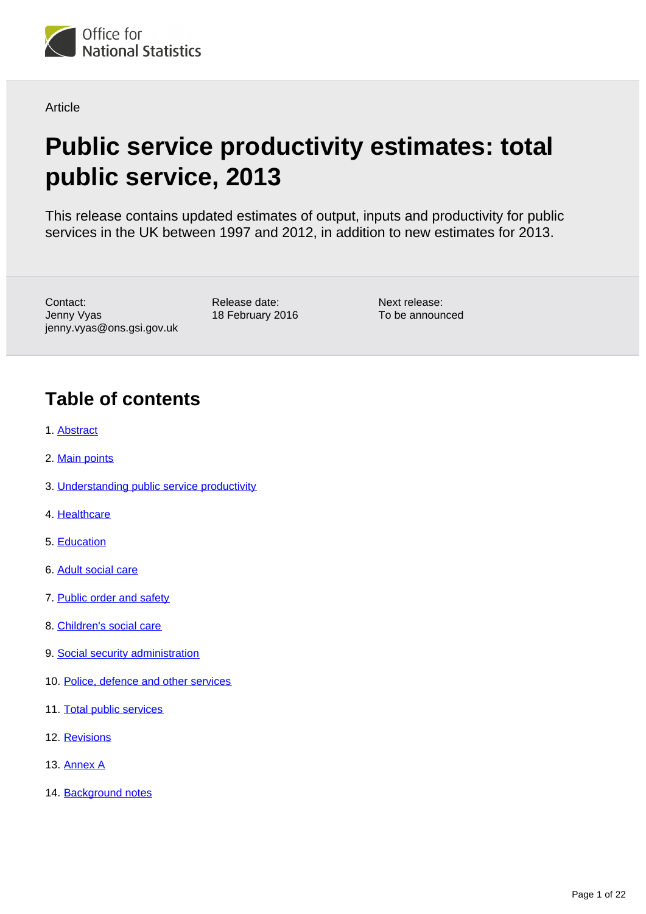Office for National Statistics

Article

# Public service productivity estimates: total public service, 2013

This release contains updated estimates of output, inputs and productivity for public services in the UK between 1997 and 2012, in addition to new estimates for 2013.

Contact:
Jenny Vyas
jenny.vyas@ons.gsi.gov.uk

Release date:
18 February 2016

Next release:
To be announced

## Table of contents

1. Abstract
2. Main points
3. Understanding public service productivity
4. Healthcare
5. Education
6. Adult social care
7. Public order and safety
8. Children's social care
9. Social security administration
10. Police, defence and other services
11. Total public services
12. Revisions
13. Annex A
14. Background notes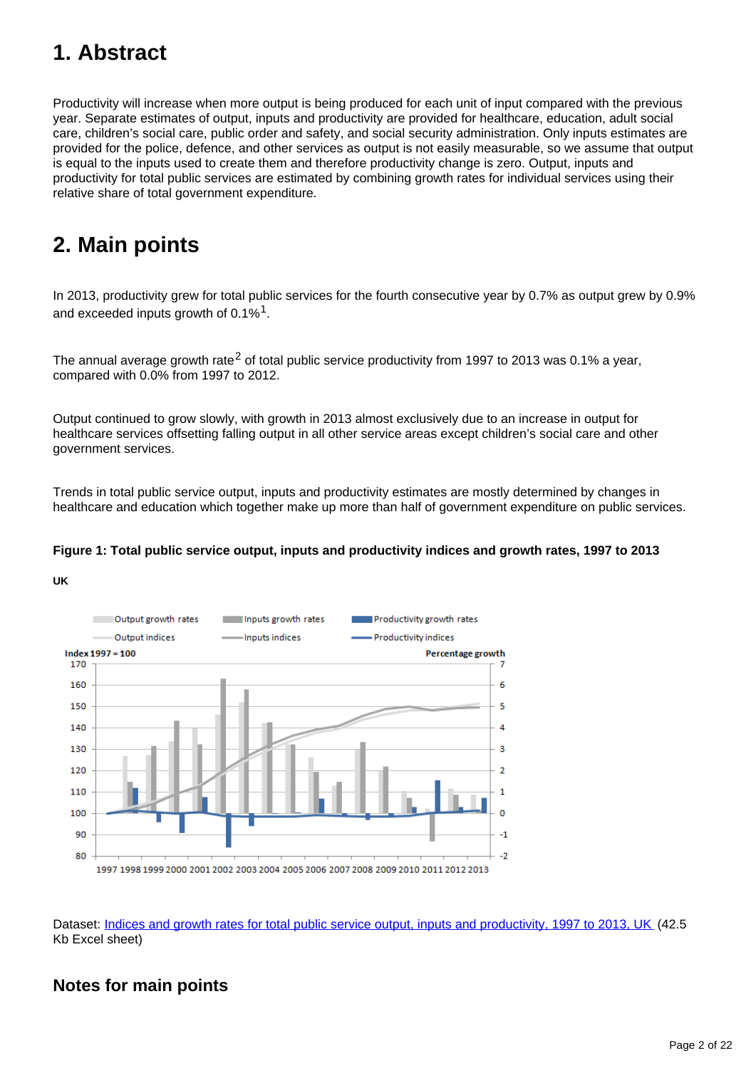# 1. Abstract

Productivity will increase when more output is being produced for each unit of input compared with the previous year. Separate estimates of output, inputs and productivity are provided for healthcare, education, adult social care, children's social care, public order and safety, and social security administration. Only inputs estimates are provided for the police, defence, and other services as output is not easily measurable, so we assume that output is equal to the inputs used to create them and therefore productivity change is zero. Output, inputs and productivity for total public services are estimated by combining growth rates for individual services using their relative share of total government expenditure.

# 2. Main points

In 2013, productivity grew for total public services for the fourth consecutive year by 0.7% as output grew by 0.9% and exceeded inputs growth of 0.1%[1].

The annual average growth rate[2] of total public service productivity from 1997 to 2013 was 0.1% a year, compared with 0.0% from 1997 to 2012.

Output continued to grow slowly, with growth in 2013 almost exclusively due to an increase in output for healthcare services offsetting falling output in all other service areas except children's social care and other government services.

Trends in total public service output, inputs and productivity estimates are mostly determined by changes in healthcare and education which together make up more than half of government expenditure on public services.

**Figure 1: Total public service output, inputs and productivity indices and growth rates, 1997 to 2013**

**UK**

Dataset: [Indices and growth rates for total public service output, inputs and productivity, 1997 to 2013, UK](#) (42.5 Kb Excel sheet)

## Notes for main points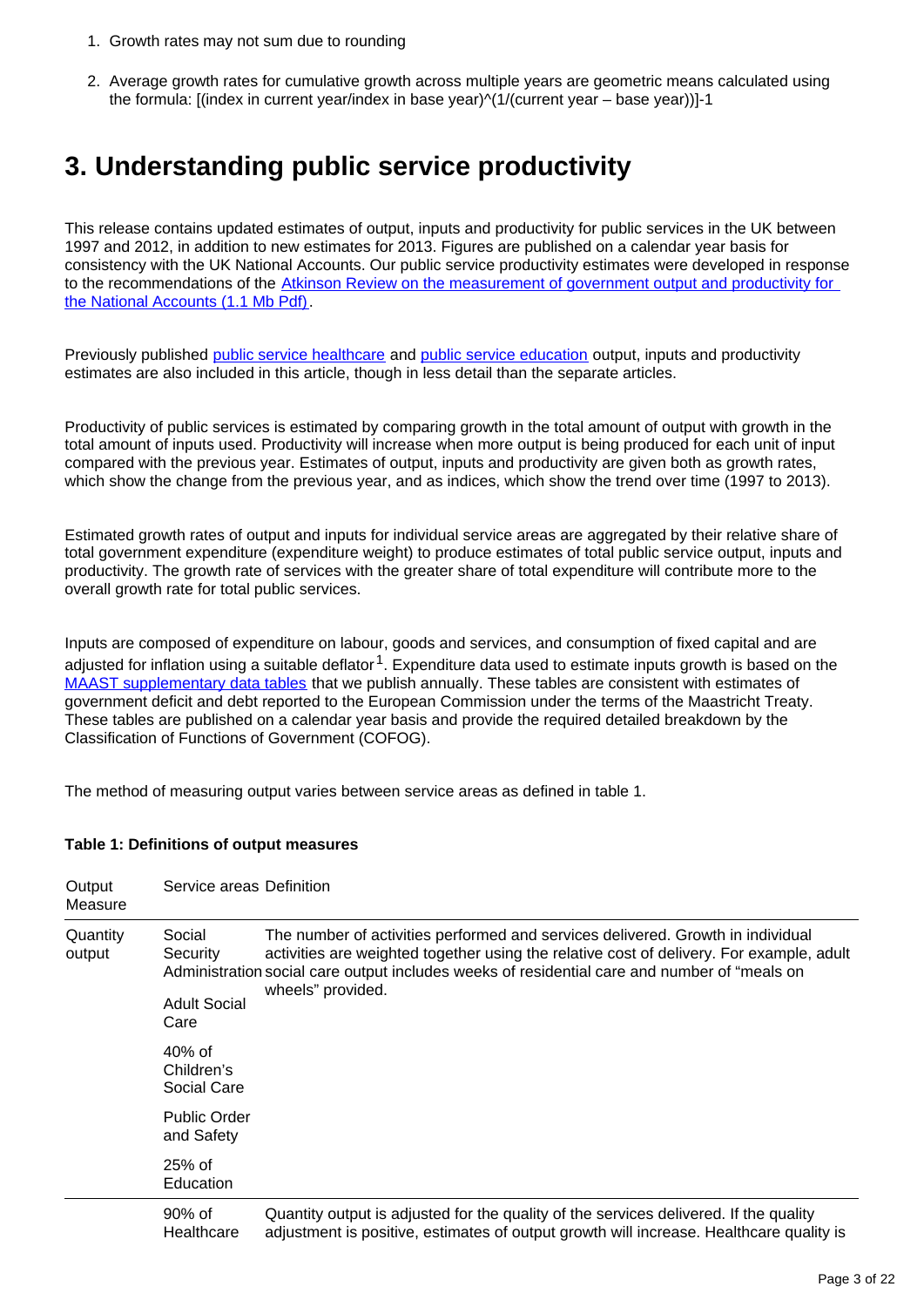1. Growth rates may not sum due to rounding
2. Average growth rates for cumulative growth across multiple years are geometric means calculated using the formula: [(index in current year/index in base year)^(1/(current year – base year))]-1

## 3. Understanding public service productivity

This release contains updated estimates of output, inputs and productivity for public services in the UK between 1997 and 2012, in addition to new estimates for 2013. Figures are published on a calendar year basis for consistency with the UK National Accounts. Our public service productivity estimates were developed in response to the recommendations of the Atkinson Review on the measurement of government output and productivity for the National Accounts (1.1 Mb Pdf).

Previously published public service healthcare and public service education output, inputs and productivity estimates are also included in this article, though in less detail than the separate articles.

Productivity of public services is estimated by comparing growth in the total amount of output with growth in the total amount of inputs used. Productivity will increase when more output is being produced for each unit of input compared with the previous year. Estimates of output, inputs and productivity are given both as growth rates, which show the change from the previous year, and as indices, which show the trend over time (1997 to 2013).

Estimated growth rates of output and inputs for individual service areas are aggregated by their relative share of total government expenditure (expenditure weight) to produce estimates of total public service output, inputs and productivity. The growth rate of services with the greater share of total expenditure will contribute more to the overall growth rate for total public services.

Inputs are composed of expenditure on labour, goods and services, and consumption of fixed capital and are adjusted for inflation using a suitable deflator[1]. Expenditure data used to estimate inputs growth is based on the MAAST supplementary data tables that we publish annually. These tables are consistent with estimates of government deficit and debt reported to the European Commission under the terms of the Maastricht Treaty. These tables are published on a calendar year basis and provide the required detailed breakdown by the Classification of Functions of Government (COFOG).

The method of measuring output varies between service areas as defined in table 1.

**Table 1: Definitions of output measures**

| Output Measure | Service areas | Definition |
|---|---|---|
| Quantity output | Social Security Administration | The number of activities performed and services delivered. Growth in individual activities are weighted together using the relative cost of delivery. For example, adult social care output includes weeks of residential care and number of "meals on wheels" provided. |
| | Adult Social Care | |
| | 40% of Children's Social Care | |
| | Public Order and Safety | |
| | 25% of Education | |
| | 90% of Healthcare | Quantity output is adjusted for the quality of the services delivered. If the quality adjustment is positive, estimates of output growth will increase. Healthcare quality is |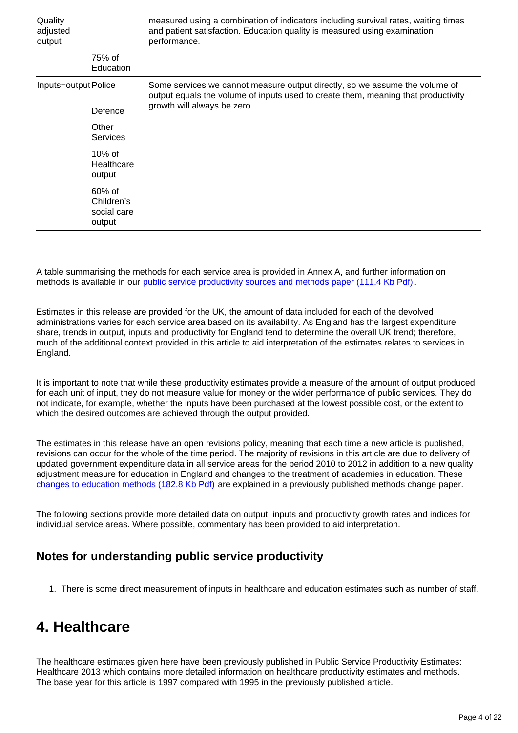| | | |
|---|---|---|
| Quality adjusted output | | measured using a combination of indicators including survival rates, waiting times and patient satisfaction. Education quality is measured using examination performance. |
| | 75% of Education | |
| Inputs=output | Police | Some services we cannot measure output directly, so we assume the volume of output equals the volume of inputs used to create them, meaning that productivity growth will always be zero. |
| | Defence | |
| | Other Services | |
| | 10% of Healthcare output | |
| | 60% of Children's social care output | |

A table summarising the methods for each service area is provided in Annex A, and further information on methods is available in our public service productivity sources and methods paper (111.4 Kb Pdf).

Estimates in this release are provided for the UK, the amount of data included for each of the devolved administrations varies for each service area based on its availability. As England has the largest expenditure share, trends in output, inputs and productivity for England tend to determine the overall UK trend; therefore, much of the additional context provided in this article to aid interpretation of the estimates relates to services in England.

It is important to note that while these productivity estimates provide a measure of the amount of output produced for each unit of input, they do not measure value for money or the wider performance of public services. They do not indicate, for example, whether the inputs have been purchased at the lowest possible cost, or the extent to which the desired outcomes are achieved through the output provided.

The estimates in this release have an open revisions policy, meaning that each time a new article is published, revisions can occur for the whole of the time period. The majority of revisions in this article are due to delivery of updated government expenditure data in all service areas for the period 2010 to 2012 in addition to a new quality adjustment measure for education in England and changes to the treatment of academies in education. These changes to education methods (182.8 Kb Pdf) are explained in a previously published methods change paper.

The following sections provide more detailed data on output, inputs and productivity growth rates and indices for individual service areas. Where possible, commentary has been provided to aid interpretation.

### Notes for understanding public service productivity

1. There is some direct measurement of inputs in healthcare and education estimates such as number of staff.

## 4. Healthcare

The healthcare estimates given here have been previously published in Public Service Productivity Estimates: Healthcare 2013 which contains more detailed information on healthcare productivity estimates and methods. The base year for this article is 1997 compared with 1995 in the previously published article.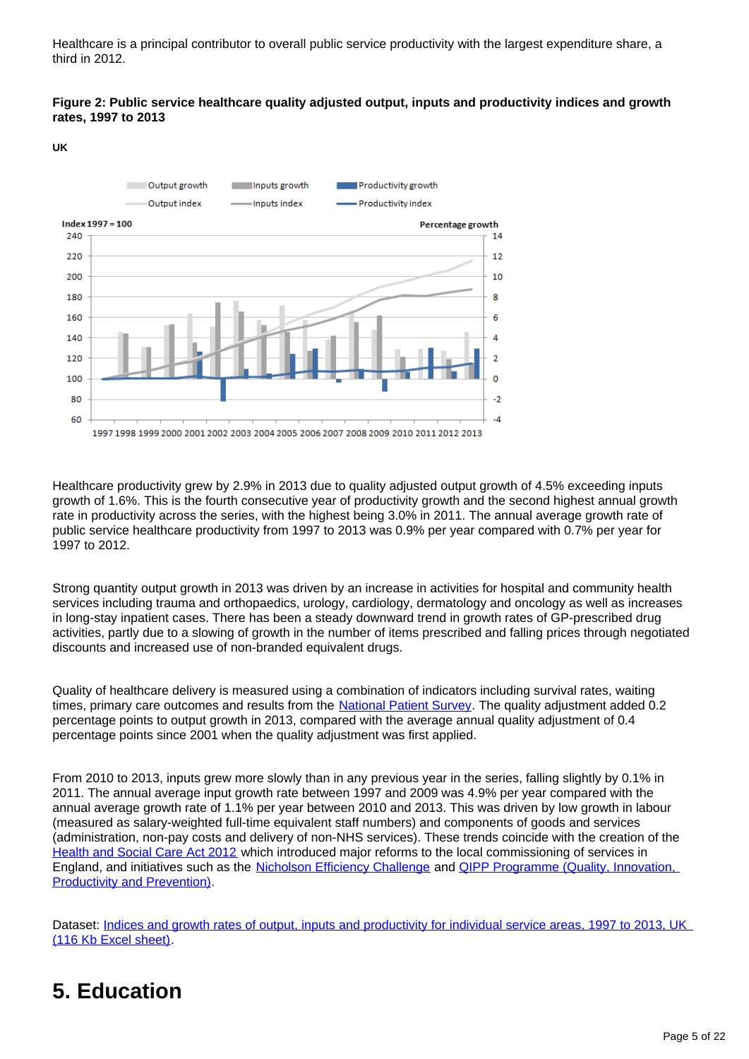Healthcare is a principal contributor to overall public service productivity with the largest expenditure share, a third in 2012.

**Figure 2: Public service healthcare quality adjusted output, inputs and productivity indices and growth rates, 1997 to 2013**

**UK**

Healthcare productivity grew by 2.9% in 2013 due to quality adjusted output growth of 4.5% exceeding inputs growth of 1.6%. This is the fourth consecutive year of productivity growth and the second highest annual growth rate in productivity across the series, with the highest being 3.0% in 2011. The annual average growth rate of public service healthcare productivity from 1997 to 2013 was 0.9% per year compared with 0.7% per year for 1997 to 2012.

Strong quantity output growth in 2013 was driven by an increase in activities for hospital and community health services including trauma and orthopaedics, urology, cardiology, dermatology and oncology as well as increases in long-stay inpatient cases. There has been a steady downward trend in growth rates of GP-prescribed drug activities, partly due to a slowing of growth in the number of items prescribed and falling prices through negotiated discounts and increased use of non-branded equivalent drugs.

Quality of healthcare delivery is measured using a combination of indicators including survival rates, waiting times, primary care outcomes and results from the National Patient Survey. The quality adjustment added 0.2 percentage points to output growth in 2013, compared with the average annual quality adjustment of 0.4 percentage points since 2001 when the quality adjustment was first applied.

From 2010 to 2013, inputs grew more slowly than in any previous year in the series, falling slightly by 0.1% in 2011. The annual average input growth rate between 1997 and 2009 was 4.9% per year compared with the annual average growth rate of 1.1% per year between 2010 and 2013. This was driven by low growth in labour (measured as salary-weighted full-time equivalent staff numbers) and components of goods and services (administration, non-pay costs and delivery of non-NHS services). These trends coincide with the creation of the Health and Social Care Act 2012 which introduced major reforms to the local commissioning of services in England, and initiatives such as the Nicholson Efficiency Challenge and QIPP Programme (Quality, Innovation, Productivity and Prevention).

Dataset: Indices and growth rates of output, inputs and productivity for individual service areas, 1997 to 2013, UK (116 Kb Excel sheet).

# 5. Education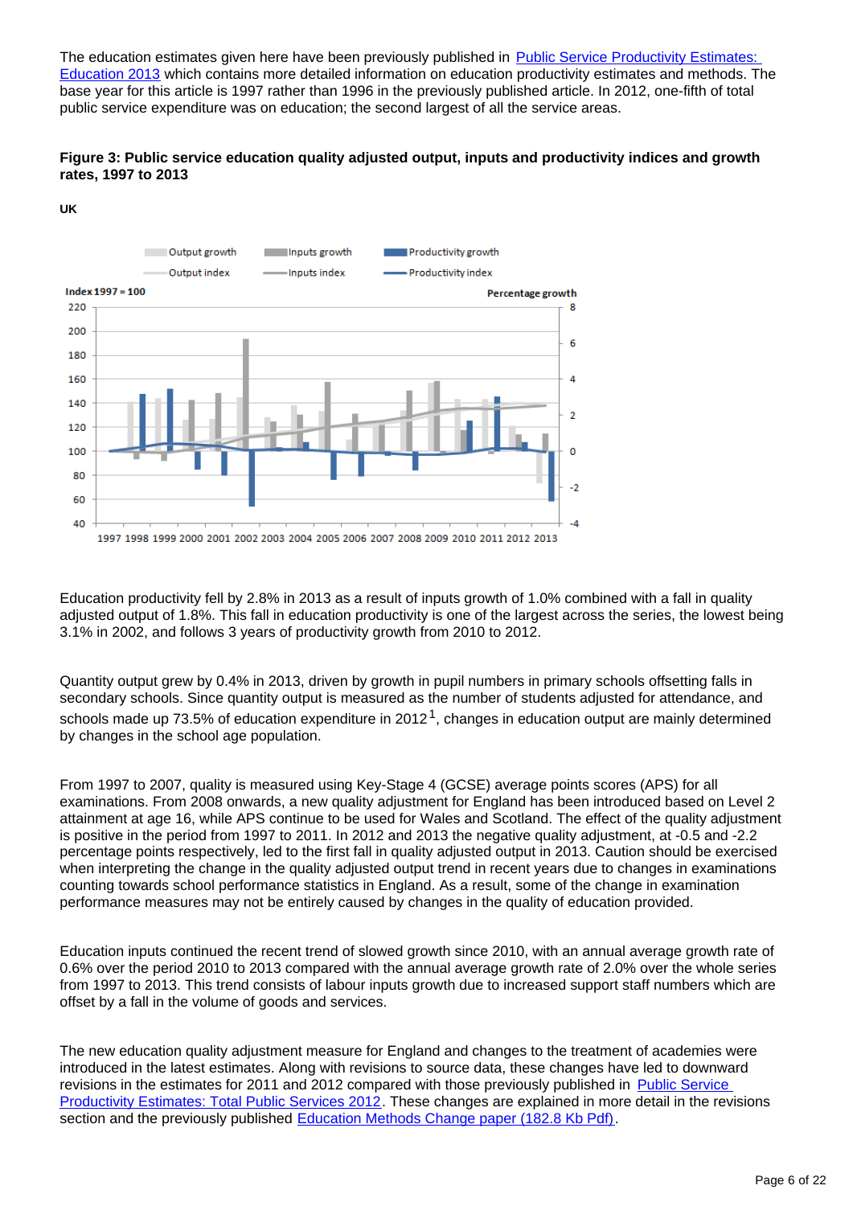The education estimates given here have been previously published in [Public Service Productivity Estimates: Education 2013] which contains more detailed information on education productivity estimates and methods. The base year for this article is 1997 rather than 1996 in the previously published article. In 2012, one-fifth of total public service expenditure was on education; the second largest of all the service areas.

**Figure 3: Public service education quality adjusted output, inputs and productivity indices and growth rates, 1997 to 2013**

**UK**

Education productivity fell by 2.8% in 2013 as a result of inputs growth of 1.0% combined with a fall in quality adjusted output of 1.8%. This fall in education productivity is one of the largest across the series, the lowest being 3.1% in 2002, and follows 3 years of productivity growth from 2010 to 2012.

Quantity output grew by 0.4% in 2013, driven by growth in pupil numbers in primary schools offsetting falls in secondary schools. Since quantity output is measured as the number of students adjusted for attendance, and schools made up 73.5% of education expenditure in 2012[1], changes in education output are mainly determined by changes in the school age population.

From 1997 to 2007, quality is measured using Key-Stage 4 (GCSE) average points scores (APS) for all examinations. From 2008 onwards, a new quality adjustment for England has been introduced based on Level 2 attainment at age 16, while APS continue to be used for Wales and Scotland. The effect of the quality adjustment is positive in the period from 1997 to 2011. In 2012 and 2013 the negative quality adjustment, at -0.5 and -2.2 percentage points respectively, led to the first fall in quality adjusted output in 2013. Caution should be exercised when interpreting the change in the quality adjusted output trend in recent years due to changes in examinations counting towards school performance statistics in England. As a result, some of the change in examination performance measures may not be entirely caused by changes in the quality of education provided.

Education inputs continued the recent trend of slowed growth since 2010, with an annual average growth rate of 0.6% over the period 2010 to 2013 compared with the annual average growth rate of 2.0% over the whole series from 1997 to 2013. This trend consists of labour inputs growth due to increased support staff numbers which are offset by a fall in the volume of goods and services.

The new education quality adjustment measure for England and changes to the treatment of academies were introduced in the latest estimates. Along with revisions to source data, these changes have led to downward revisions in the estimates for 2011 and 2012 compared with those previously published in [Public Service Productivity Estimates: Total Public Services 2012]. These changes are explained in more detail in the revisions section and the previously published [Education Methods Change paper (182.8 Kb Pdf)].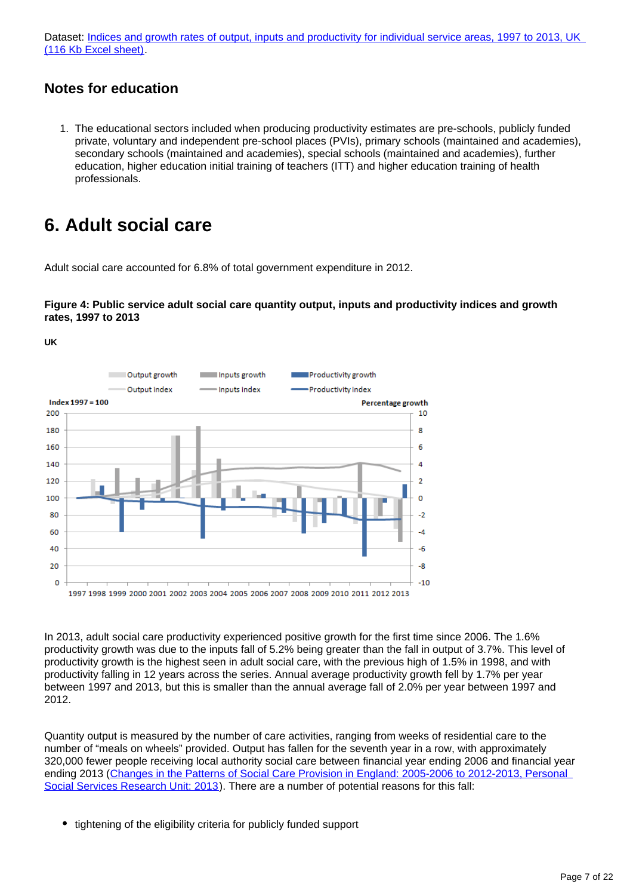Dataset: [Indices and growth rates of output, inputs and productivity for individual service areas, 1997 to 2013, UK (116 Kb Excel sheet)](#).

### Notes for education

1. The educational sectors included when producing productivity estimates are pre-schools, publicly funded private, voluntary and independent pre-school places (PVIs), primary schools (maintained and academies), secondary schools (maintained and academies), special schools (maintained and academies), further education, higher education initial training of teachers (ITT) and higher education training of health professionals.

## 6. Adult social care

Adult social care accounted for 6.8% of total government expenditure in 2012.

**Figure 4: Public service adult social care quantity output, inputs and productivity indices and growth rates, 1997 to 2013**

**UK**

In 2013, adult social care productivity experienced positive growth for the first time since 2006. The 1.6% productivity growth was due to the inputs fall of 5.2% being greater than the fall in output of 3.7%. This level of productivity growth is the highest seen in adult social care, with the previous high of 1.5% in 1998, and with productivity falling in 12 years across the series. Annual average productivity growth fell by 1.7% per year between 1997 and 2013, but this is smaller than the annual average fall of 2.0% per year between 1997 and 2012.

Quantity output is measured by the number of care activities, ranging from weeks of residential care to the number of "meals on wheels" provided. Output has fallen for the seventh year in a row, with approximately 320,000 fewer people receiving local authority social care between financial year ending 2006 and financial year ending 2013 ([Changes in the Patterns of Social Care Provision in England: 2005-2006 to 2012-2013, Personal Social Services Research Unit: 2013](#)). There are a number of potential reasons for this fall:

- tightening of the eligibility criteria for publicly funded support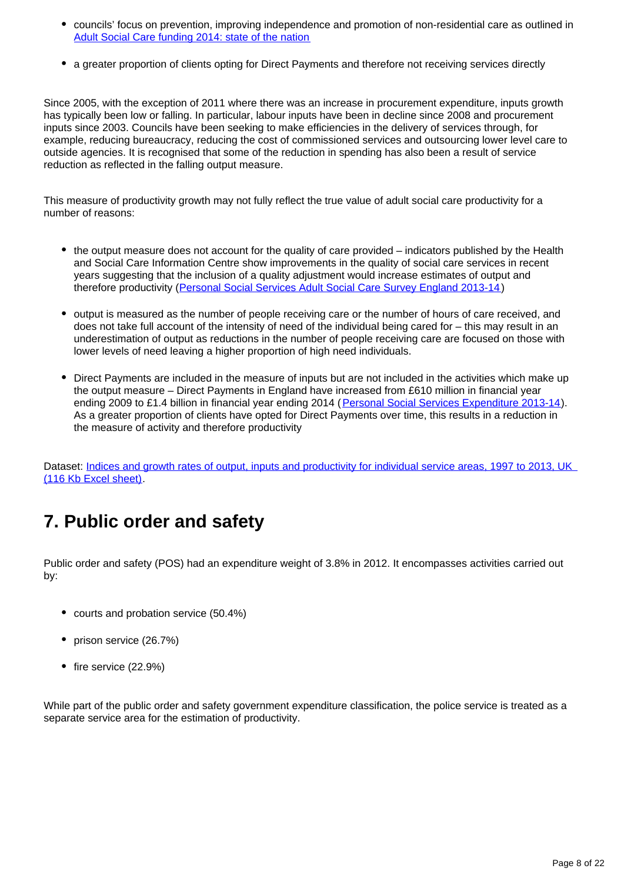- councils' focus on prevention, improving independence and promotion of non-residential care as outlined in [Adult Social Care funding 2014: state of the nation]
- a greater proportion of clients opting for Direct Payments and therefore not receiving services directly

Since 2005, with the exception of 2011 where there was an increase in procurement expenditure, inputs growth has typically been low or falling. In particular, labour inputs have been in decline since 2008 and procurement inputs since 2003. Councils have been seeking to make efficiencies in the delivery of services through, for example, reducing bureaucracy, reducing the cost of commissioned services and outsourcing lower level care to outside agencies. It is recognised that some of the reduction in spending has also been a result of service reduction as reflected in the falling output measure.

This measure of productivity growth may not fully reflect the true value of adult social care productivity for a number of reasons:

- the output measure does not account for the quality of care provided – indicators published by the Health and Social Care Information Centre show improvements in the quality of social care services in recent years suggesting that the inclusion of a quality adjustment would increase estimates of output and therefore productivity ([Personal Social Services Adult Social Care Survey England 2013-14])
- output is measured as the number of people receiving care or the number of hours of care received, and does not take full account of the intensity of need of the individual being cared for – this may result in an underestimation of output as reductions in the number of people receiving care are focused on those with lower levels of need leaving a higher proportion of high need individuals.
- Direct Payments are included in the measure of inputs but are not included in the activities which make up the output measure – Direct Payments in England have increased from £610 million in financial year ending 2009 to £1.4 billion in financial year ending 2014 ([Personal Social Services Expenditure 2013-14]). As a greater proportion of clients have opted for Direct Payments over time, this results in a reduction in the measure of activity and therefore productivity

Dataset: [Indices and growth rates of output, inputs and productivity for individual service areas, 1997 to 2013, UK (116 Kb Excel sheet)].

## 7. Public order and safety

Public order and safety (POS) had an expenditure weight of 3.8% in 2012. It encompasses activities carried out by:

- courts and probation service (50.4%)
- prison service (26.7%)
- fire service (22.9%)

While part of the public order and safety government expenditure classification, the police service is treated as a separate service area for the estimation of productivity.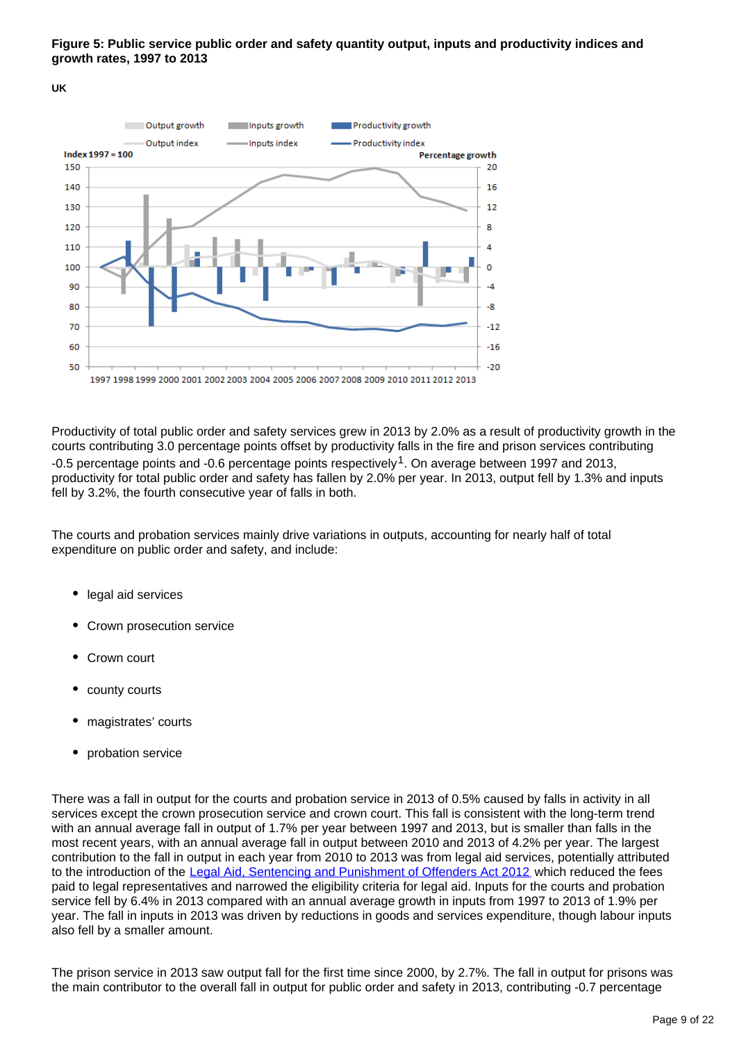**Figure 5: Public service public order and safety quantity output, inputs and productivity indices and growth rates, 1997 to 2013**

**UK**

Productivity of total public order and safety services grew in 2013 by 2.0% as a result of productivity growth in the courts contributing 3.0 percentage points offset by productivity falls in the fire and prison services contributing -0.5 percentage points and -0.6 percentage points respectively[1]. On average between 1997 and 2013, productivity for total public order and safety has fallen by 2.0% per year. In 2013, output fell by 1.3% and inputs fell by 3.2%, the fourth consecutive year of falls in both.

The courts and probation services mainly drive variations in outputs, accounting for nearly half of total expenditure on public order and safety, and include:

- legal aid services
- Crown prosecution service
- Crown court
- county courts
- magistrates' courts
- probation service

There was a fall in output for the courts and probation service in 2013 of 0.5% caused by falls in activity in all services except the crown prosecution service and crown court. This fall is consistent with the long-term trend with an annual average fall in output of 1.7% per year between 1997 and 2013, but is smaller than falls in the most recent years, with an annual average fall in output between 2010 and 2013 of 4.2% per year. The largest contribution to the fall in output in each year from 2010 to 2013 was from legal aid services, potentially attributed to the introduction of the Legal Aid, Sentencing and Punishment of Offenders Act 2012 which reduced the fees paid to legal representatives and narrowed the eligibility criteria for legal aid. Inputs for the courts and probation service fell by 6.4% in 2013 compared with an annual average growth in inputs from 1997 to 2013 of 1.9% per year. The fall in inputs in 2013 was driven by reductions in goods and services expenditure, though labour inputs also fell by a smaller amount.

The prison service in 2013 saw output fall for the first time since 2000, by 2.7%. The fall in output for prisons was the main contributor to the overall fall in output for public order and safety in 2013, contributing -0.7 percentage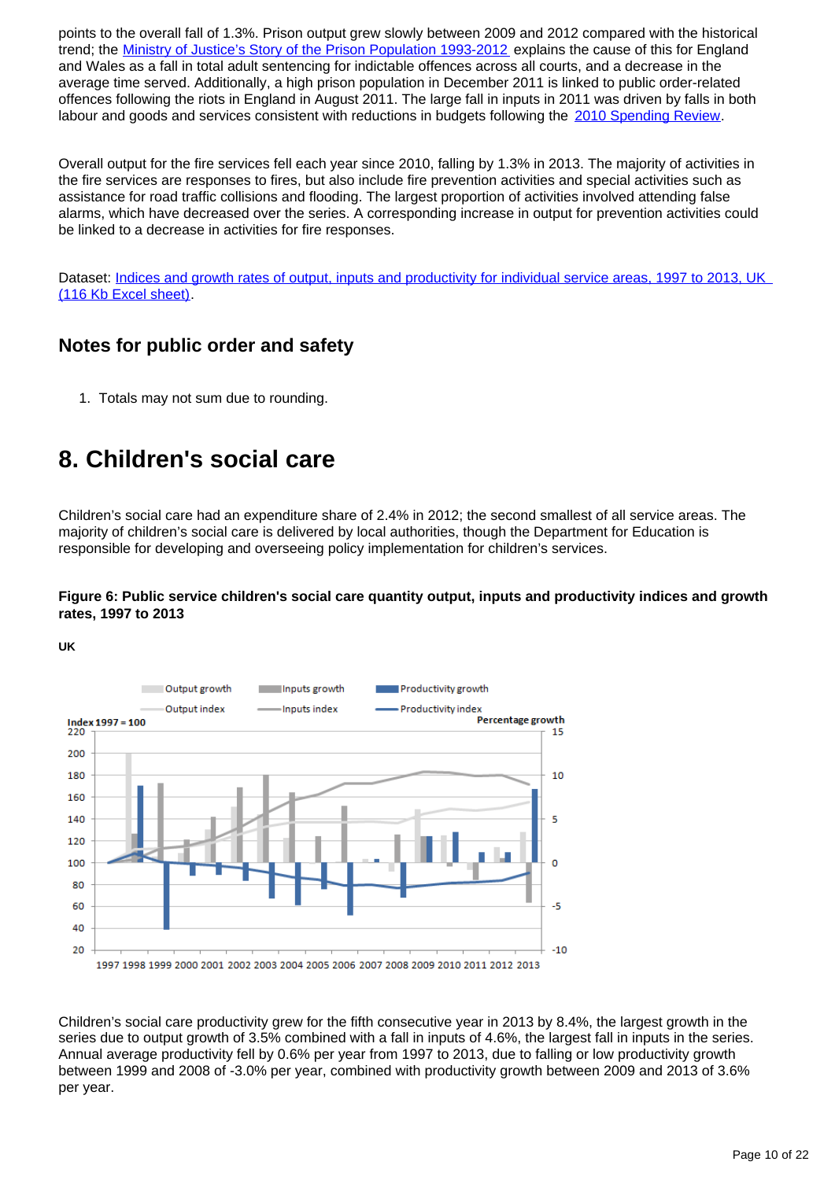points to the overall fall of 1.3%. Prison output grew slowly between 2009 and 2012 compared with the historical trend; the Ministry of Justice's Story of the Prison Population 1993-2012 explains the cause of this for England and Wales as a fall in total adult sentencing for indictable offences across all courts, and a decrease in the average time served. Additionally, a high prison population in December 2011 is linked to public order-related offences following the riots in England in August 2011. The large fall in inputs in 2011 was driven by falls in both labour and goods and services consistent with reductions in budgets following the 2010 Spending Review.

Overall output for the fire services fell each year since 2010, falling by 1.3% in 2013. The majority of activities in the fire services are responses to fires, but also include fire prevention activities and special activities such as assistance for road traffic collisions and flooding. The largest proportion of activities involved attending false alarms, which have decreased over the series. A corresponding increase in output for prevention activities could be linked to a decrease in activities for fire responses.

Dataset: Indices and growth rates of output, inputs and productivity for individual service areas, 1997 to 2013, UK (116 Kb Excel sheet).

### Notes for public order and safety

1. Totals may not sum due to rounding.

## 8. Children's social care

Children's social care had an expenditure share of 2.4% in 2012; the second smallest of all service areas. The majority of children's social care is delivered by local authorities, though the Department for Education is responsible for developing and overseeing policy implementation for children's services.

**Figure 6: Public service children's social care quantity output, inputs and productivity indices and growth rates, 1997 to 2013**

**UK**

Children's social care productivity grew for the fifth consecutive year in 2013 by 8.4%, the largest growth in the series due to output growth of 3.5% combined with a fall in inputs of 4.6%, the largest fall in inputs in the series. Annual average productivity fell by 0.6% per year from 1997 to 2013, due to falling or low productivity growth between 1999 and 2008 of -3.0% per year, combined with productivity growth between 2009 and 2013 of 3.6% per year.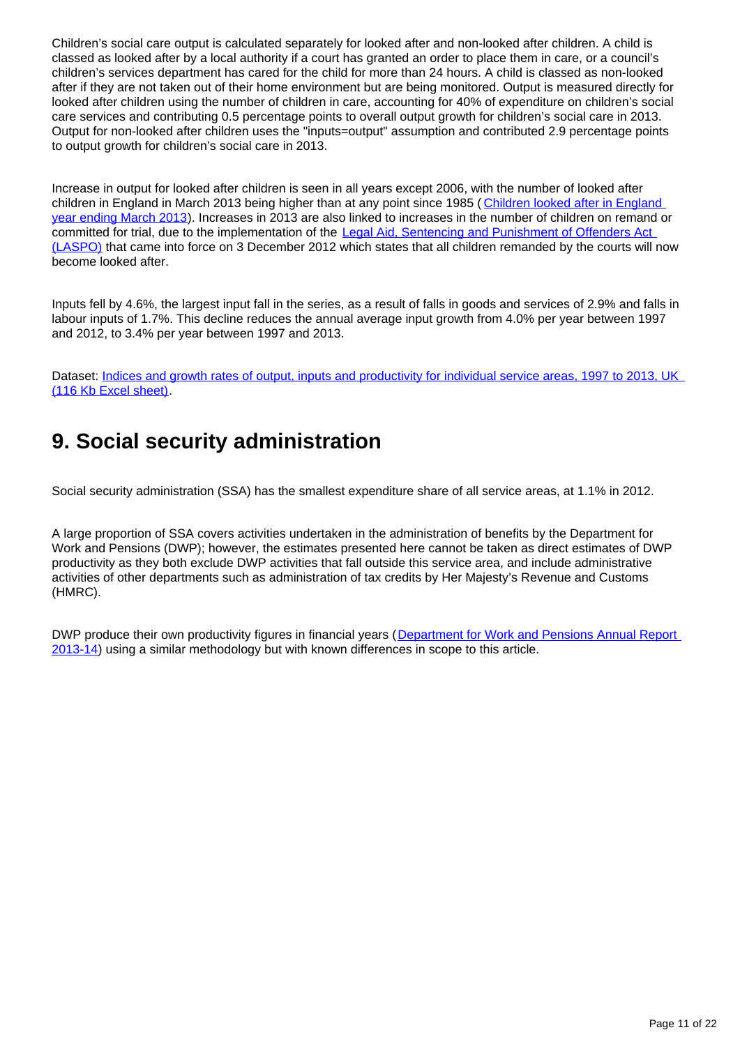Children's social care output is calculated separately for looked after and non-looked after children. A child is classed as looked after by a local authority if a court has granted an order to place them in care, or a council's children's services department has cared for the child for more than 24 hours. A child is classed as non-looked after if they are not taken out of their home environment but are being monitored. Output is measured directly for looked after children using the number of children in care, accounting for 40% of expenditure on children's social care services and contributing 0.5 percentage points to overall output growth for children's social care in 2013. Output for non-looked after children uses the "inputs=output" assumption and contributed 2.9 percentage points to output growth for children's social care in 2013.

Increase in output for looked after children is seen in all years except 2006, with the number of looked after children in England in March 2013 being higher than at any point since 1985 ([Children looked after in England year ending March 2013]()). Increases in 2013 are also linked to increases in the number of children on remand or committed for trial, due to the implementation of the [Legal Aid, Sentencing and Punishment of Offenders Act (LASPO)]() that came into force on 3 December 2012 which states that all children remanded by the courts will now become looked after.

Inputs fell by 4.6%, the largest input fall in the series, as a result of falls in goods and services of 2.9% and falls in labour inputs of 1.7%. This decline reduces the annual average input growth from 4.0% per year between 1997 and 2012, to 3.4% per year between 1997 and 2013.

Dataset: [Indices and growth rates of output, inputs and productivity for individual service areas, 1997 to 2013, UK (116 Kb Excel sheet)]().

## 9. Social security administration

Social security administration (SSA) has the smallest expenditure share of all service areas, at 1.1% in 2012.

A large proportion of SSA covers activities undertaken in the administration of benefits by the Department for Work and Pensions (DWP); however, the estimates presented here cannot be taken as direct estimates of DWP productivity as they both exclude DWP activities that fall outside this service area, and include administrative activities of other departments such as administration of tax credits by Her Majesty's Revenue and Customs (HMRC).

DWP produce their own productivity figures in financial years ([Department for Work and Pensions Annual Report 2013-14]()) using a similar methodology but with known differences in scope to this article.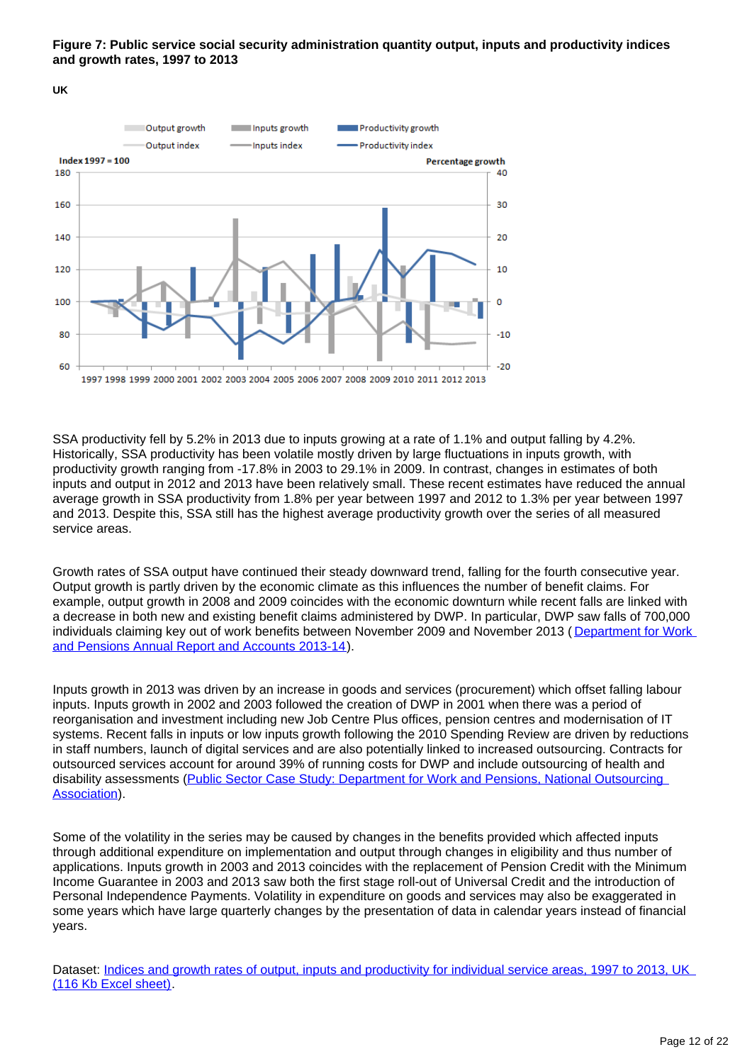**Figure 7: Public service social security administration quantity output, inputs and productivity indices and growth rates, 1997 to 2013**

**UK**

SSA productivity fell by 5.2% in 2013 due to inputs growing at a rate of 1.1% and output falling by 4.2%. Historically, SSA productivity has been volatile mostly driven by large fluctuations in inputs growth, with productivity growth ranging from -17.8% in 2003 to 29.1% in 2009. In contrast, changes in estimates of both inputs and output in 2012 and 2013 have been relatively small. These recent estimates have reduced the annual average growth in SSA productivity from 1.8% per year between 1997 and 2012 to 1.3% per year between 1997 and 2013. Despite this, SSA still has the highest average productivity growth over the series of all measured service areas.

Growth rates of SSA output have continued their steady downward trend, falling for the fourth consecutive year. Output growth is partly driven by the economic climate as this influences the number of benefit claims. For example, output growth in 2008 and 2009 coincides with the economic downturn while recent falls are linked with a decrease in both new and existing benefit claims administered by DWP. In particular, DWP saw falls of 700,000 individuals claiming key out of work benefits between November 2009 and November 2013 ( Department for Work and Pensions Annual Report and Accounts 2013-14).

Inputs growth in 2013 was driven by an increase in goods and services (procurement) which offset falling labour inputs. Inputs growth in 2002 and 2003 followed the creation of DWP in 2001 when there was a period of reorganisation and investment including new Job Centre Plus offices, pension centres and modernisation of IT systems. Recent falls in inputs or low inputs growth following the 2010 Spending Review are driven by reductions in staff numbers, launch of digital services and are also potentially linked to increased outsourcing. Contracts for outsourced services account for around 39% of running costs for DWP and include outsourcing of health and disability assessments (Public Sector Case Study: Department for Work and Pensions, National Outsourcing Association).

Some of the volatility in the series may be caused by changes in the benefits provided which affected inputs through additional expenditure on implementation and output through changes in eligibility and thus number of applications. Inputs growth in 2003 and 2013 coincides with the replacement of Pension Credit with the Minimum Income Guarantee in 2003 and 2013 saw both the first stage roll-out of Universal Credit and the introduction of Personal Independence Payments. Volatility in expenditure on goods and services may also be exaggerated in some years which have large quarterly changes by the presentation of data in calendar years instead of financial years.

Dataset: Indices and growth rates of output, inputs and productivity for individual service areas, 1997 to 2013, UK (116 Kb Excel sheet).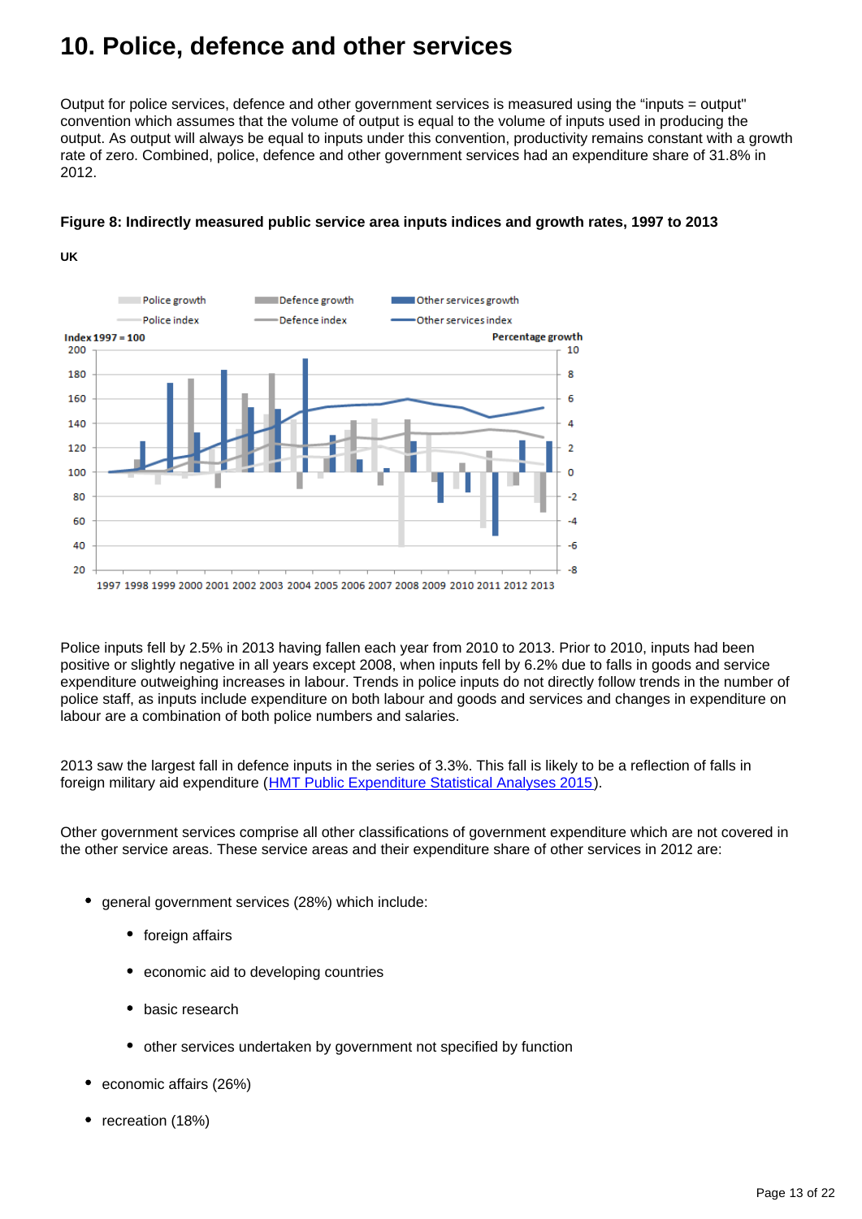# 10. Police, defence and other services

Output for police services, defence and other government services is measured using the "inputs = output" convention which assumes that the volume of output is equal to the volume of inputs used in producing the output. As output will always be equal to inputs under this convention, productivity remains constant with a growth rate of zero. Combined, police, defence and other government services had an expenditure share of 31.8% in 2012.

**Figure 8: Indirectly measured public service area inputs indices and growth rates, 1997 to 2013**

**UK**

Police inputs fell by 2.5% in 2013 having fallen each year from 2010 to 2013. Prior to 2010, inputs had been positive or slightly negative in all years except 2008, when inputs fell by 6.2% due to falls in goods and service expenditure outweighing increases in labour. Trends in police inputs do not directly follow trends in the number of police staff, as inputs include expenditure on both labour and goods and services and changes in expenditure on labour are a combination of both police numbers and salaries.

2013 saw the largest fall in defence inputs in the series of 3.3%. This fall is likely to be a reflection of falls in foreign military aid expenditure (HMT Public Expenditure Statistical Analyses 2015).

Other government services comprise all other classifications of government expenditure which are not covered in the other service areas. These service areas and their expenditure share of other services in 2012 are:

- general government services (28%) which include:
  - foreign affairs
  - economic aid to developing countries
  - basic research
  - other services undertaken by government not specified by function
- economic affairs (26%)
- recreation (18%)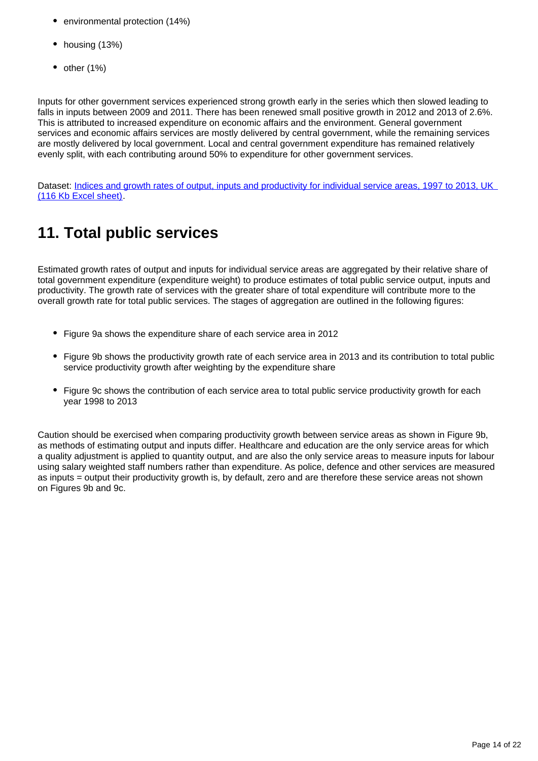- environmental protection (14%)
- housing (13%)
- other (1%)

Inputs for other government services experienced strong growth early in the series which then slowed leading to falls in inputs between 2009 and 2011. There has been renewed small positive growth in 2012 and 2013 of 2.6%. This is attributed to increased expenditure on economic affairs and the environment. General government services and economic affairs services are mostly delivered by central government, while the remaining services are mostly delivered by local government. Local and central government expenditure has remained relatively evenly split, with each contributing around 50% to expenditure for other government services.

Dataset: [Indices and growth rates of output, inputs and productivity for individual service areas, 1997 to 2013, UK (116 Kb Excel sheet)].

## 11. Total public services

Estimated growth rates of output and inputs for individual service areas are aggregated by their relative share of total government expenditure (expenditure weight) to produce estimates of total public service output, inputs and productivity. The growth rate of services with the greater share of total expenditure will contribute more to the overall growth rate for total public services. The stages of aggregation are outlined in the following figures:

- Figure 9a shows the expenditure share of each service area in 2012
- Figure 9b shows the productivity growth rate of each service area in 2013 and its contribution to total public service productivity growth after weighting by the expenditure share
- Figure 9c shows the contribution of each service area to total public service productivity growth for each year 1998 to 2013

Caution should be exercised when comparing productivity growth between service areas as shown in Figure 9b, as methods of estimating output and inputs differ. Healthcare and education are the only service areas for which a quality adjustment is applied to quantity output, and are also the only service areas to measure inputs for labour using salary weighted staff numbers rather than expenditure. As police, defence and other services are measured as inputs = output their productivity growth is, by default, zero and are therefore these service areas not shown on Figures 9b and 9c.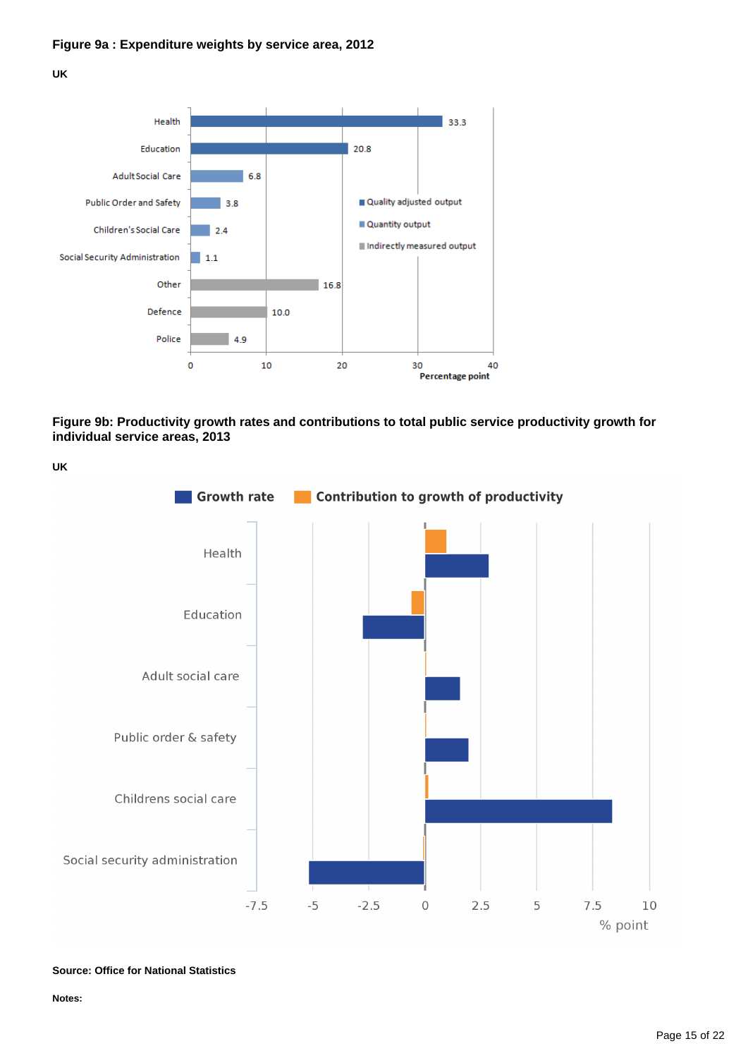**Figure 9a : Expenditure weights by service area, 2012**

**UK**

| Service area | Percentage point | Output type |
|---|---|---|
| Health | 33.3 | Quality adjusted output |
| Education | 20.8 | Quality adjusted output |
| Adult Social Care | 6.8 | Quantity output |
| Public Order and Safety | 3.8 | Quantity output |
| Children's Social Care | 2.4 | Quantity output |
| Social Security Administration | 1.1 | Quantity output |
| Other | 16.8 | Indirectly measured output |
| Defence | 10.0 | Indirectly measured output |
| Police | 4.9 | Indirectly measured output |

**Figure 9b: Productivity growth rates and contributions to total public service productivity growth for individual service areas, 2013**

**UK**

Legend: Growth rate; Contribution to growth of productivity

Service areas: Health; Education; Adult social care; Public order & safety; Childrens social care; Social security administration

% point

**Source: Office for National Statistics**

**Notes:**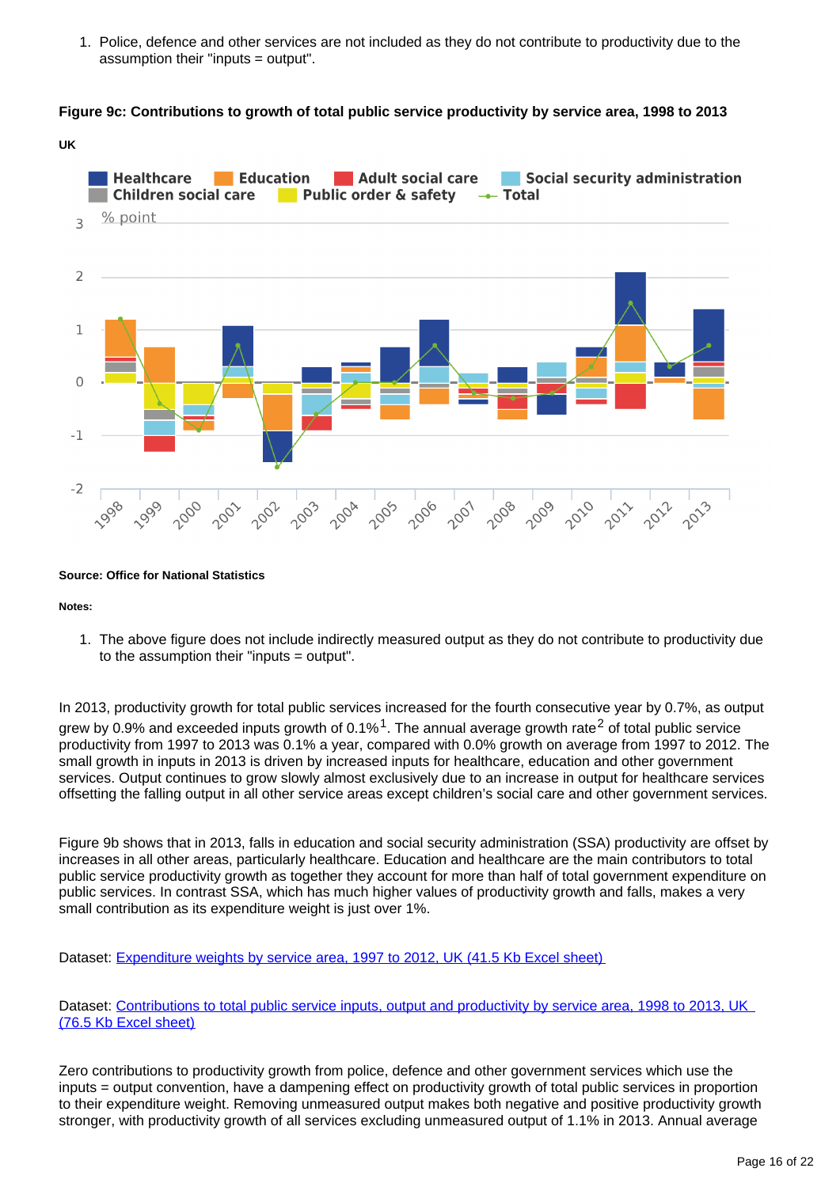1. Police, defence and other services are not included as they do not contribute to productivity due to the assumption their "inputs = output".

**Figure 9c: Contributions to growth of total public service productivity by service area, 1998 to 2013**

**UK**

**Source: Office for National Statistics**

**Notes:**

1. The above figure does not include indirectly measured output as they do not contribute to productivity due to the assumption their "inputs = output".

In 2013, productivity growth for total public services increased for the fourth consecutive year by 0.7%, as output grew by 0.9% and exceeded inputs growth of 0.1%[1]. The annual average growth rate[2] of total public service productivity from 1997 to 2013 was 0.1% a year, compared with 0.0% growth on average from 1997 to 2012. The small growth in inputs in 2013 is driven by increased inputs for healthcare, education and other government services. Output continues to grow slowly almost exclusively due to an increase in output for healthcare services offsetting the falling output in all other service areas except children's social care and other government services.

Figure 9b shows that in 2013, falls in education and social security administration (SSA) productivity are offset by increases in all other areas, particularly healthcare. Education and healthcare are the main contributors to total public service productivity growth as together they account for more than half of total government expenditure on public services. In contrast SSA, which has much higher values of productivity growth and falls, makes a very small contribution as its expenditure weight is just over 1%.

Dataset: [Expenditure weights by service area, 1997 to 2012, UK (41.5 Kb Excel sheet)]

Dataset: [Contributions to total public service inputs, output and productivity by service area, 1998 to 2013, UK (76.5 Kb Excel sheet)]

Zero contributions to productivity growth from police, defence and other government services which use the inputs = output convention, have a dampening effect on productivity growth of total public services in proportion to their expenditure weight. Removing unmeasured output makes both negative and positive productivity growth stronger, with productivity growth of all services excluding unmeasured output of 1.1% in 2013. Annual average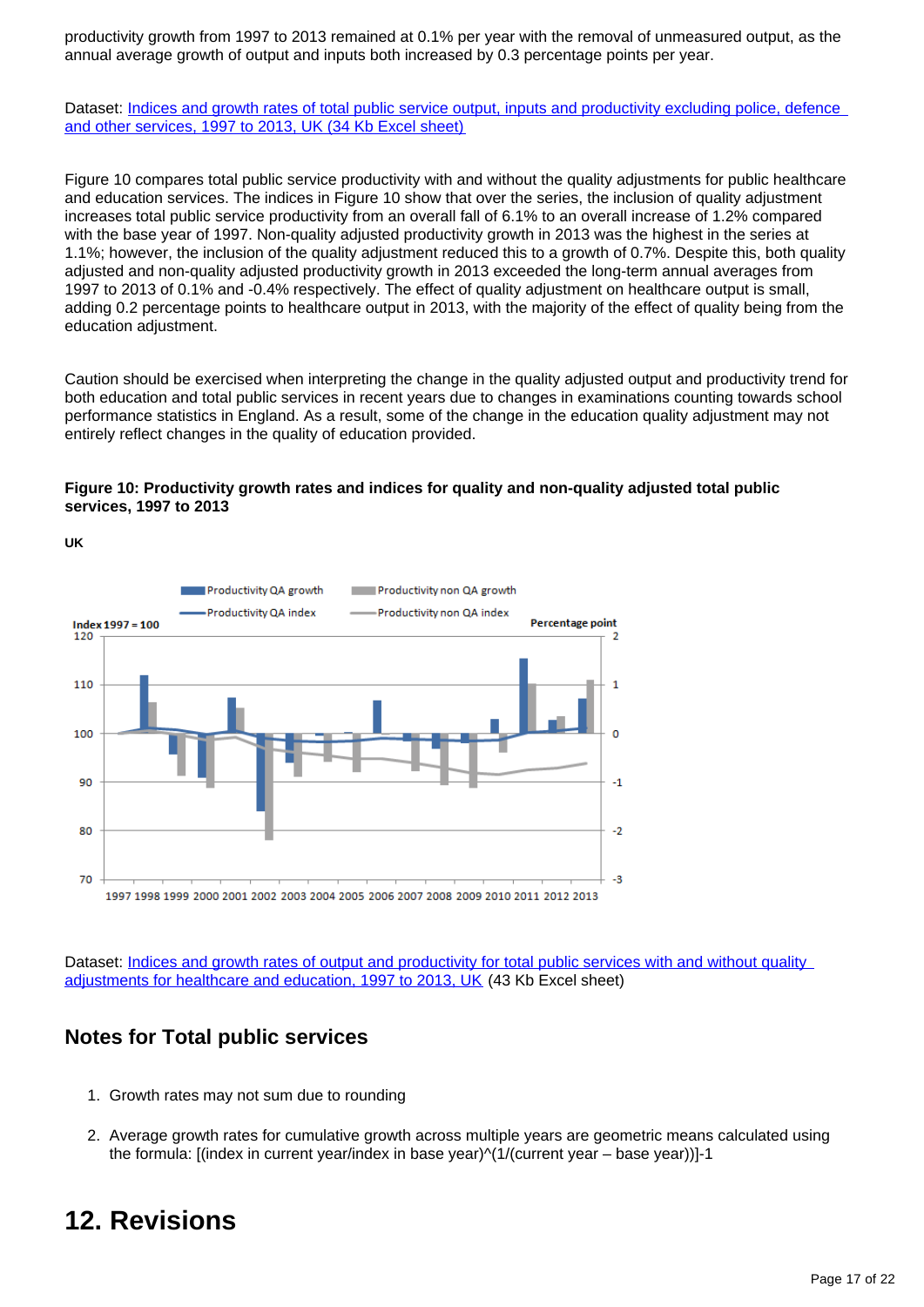productivity growth from 1997 to 2013 remained at 0.1% per year with the removal of unmeasured output, as the annual average growth of output and inputs both increased by 0.3 percentage points per year.

Dataset: [Indices and growth rates of total public service output, inputs and productivity excluding police, defence and other services, 1997 to 2013, UK (34 Kb Excel sheet)]

Figure 10 compares total public service productivity with and without the quality adjustments for public healthcare and education services. The indices in Figure 10 show that over the series, the inclusion of quality adjustment increases total public service productivity from an overall fall of 6.1% to an overall increase of 1.2% compared with the base year of 1997. Non-quality adjusted productivity growth in 2013 was the highest in the series at 1.1%; however, the inclusion of the quality adjustment reduced this to a growth of 0.7%. Despite this, both quality adjusted and non-quality adjusted productivity growth in 2013 exceeded the long-term annual averages from 1997 to 2013 of 0.1% and -0.4% respectively. The effect of quality adjustment on healthcare output is small, adding 0.2 percentage points to healthcare output in 2013, with the majority of the effect of quality being from the education adjustment.

Caution should be exercised when interpreting the change in the quality adjusted output and productivity trend for both education and total public services in recent years due to changes in examinations counting towards school performance statistics in England. As a result, some of the change in the education quality adjustment may not entirely reflect changes in the quality of education provided.

**Figure 10: Productivity growth rates and indices for quality and non-quality adjusted total public services, 1997 to 2013**

**UK**

Dataset: [Indices and growth rates of output and productivity for total public services with and without quality adjustments for healthcare and education, 1997 to 2013, UK] (43 Kb Excel sheet)

## Notes for Total public services

1. Growth rates may not sum due to rounding
2. Average growth rates for cumulative growth across multiple years are geometric means calculated using the formula: [(index in current year/index in base year)^(1/(current year – base year))]-1

# 12. Revisions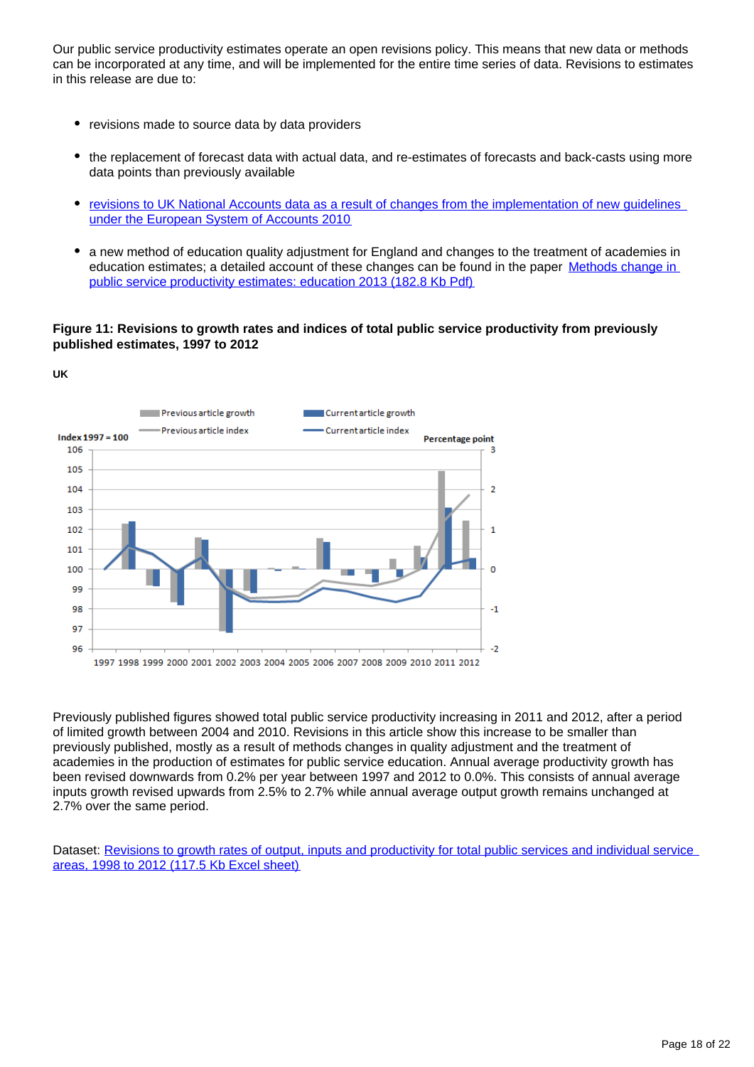Our public service productivity estimates operate an open revisions policy. This means that new data or methods can be incorporated at any time, and will be implemented for the entire time series of data. Revisions to estimates in this release are due to:

- revisions made to source data by data providers
- the replacement of forecast data with actual data, and re-estimates of forecasts and back-casts using more data points than previously available
- revisions to UK National Accounts data as a result of changes from the implementation of new guidelines under the European System of Accounts 2010
- a new method of education quality adjustment for England and changes to the treatment of academies in education estimates; a detailed account of these changes can be found in the paper Methods change in public service productivity estimates: education 2013 (182.8 Kb Pdf)

**Figure 11: Revisions to growth rates and indices of total public service productivity from previously published estimates, 1997 to 2012**

**UK**

Previously published figures showed total public service productivity increasing in 2011 and 2012, after a period of limited growth between 2004 and 2010. Revisions in this article show this increase to be smaller than previously published, mostly as a result of methods changes in quality adjustment and the treatment of academies in the production of estimates for public service education. Annual average productivity growth has been revised downwards from 0.2% per year between 1997 and 2012 to 0.0%. This consists of annual average inputs growth revised upwards from 2.5% to 2.7% while annual average output growth remains unchanged at 2.7% over the same period.

Dataset: Revisions to growth rates of output, inputs and productivity for total public services and individual service areas, 1998 to 2012 (117.5 Kb Excel sheet)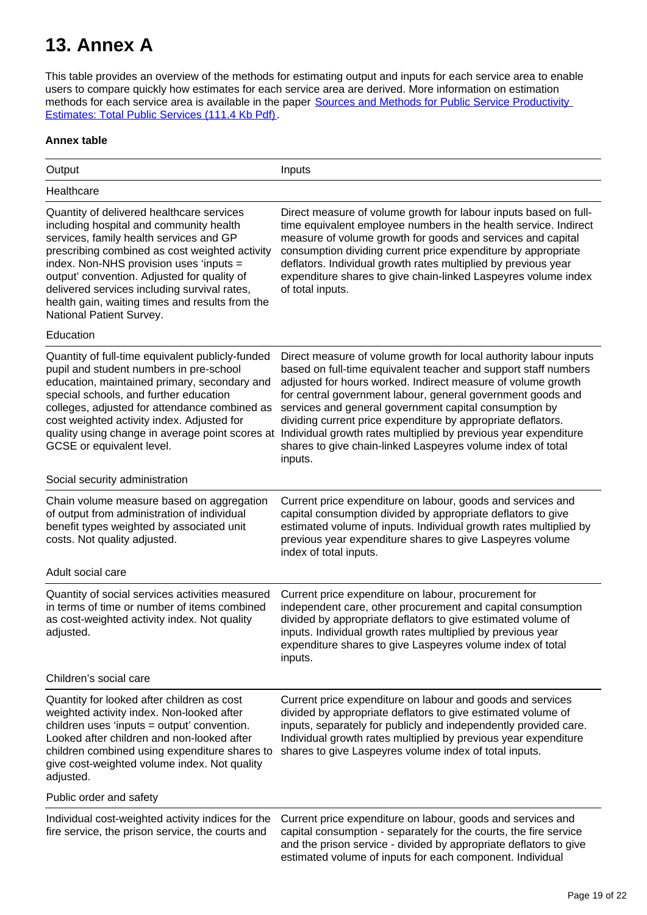# 13. Annex A

This table provides an overview of the methods for estimating output and inputs for each service area to enable users to compare quickly how estimates for each service area are derived. More information on estimation methods for each service area is available in the paper [Sources and Methods for Public Service Productivity Estimates: Total Public Services (111.4 Kb Pdf)].

**Annex table**

| Output | Inputs |
|---|---|
| Healthcare | |
| Quantity of delivered healthcare services including hospital and community health services, family health services and GP prescribing combined as cost weighted activity index. Non-NHS provision uses 'inputs = output' convention. Adjusted for quality of delivered services including survival rates, health gain, waiting times and results from the National Patient Survey. | Direct measure of volume growth for labour inputs based on full-time equivalent employee numbers in the health service. Indirect measure of volume growth for goods and services and capital consumption dividing current price expenditure by appropriate deflators. Individual growth rates multiplied by previous year expenditure shares to give chain-linked Laspeyres volume index of total inputs. |
| Education | |
| Quantity of full-time equivalent publicly-funded pupil and student numbers in pre-school education, maintained primary, secondary and special schools, and further education colleges, adjusted for attendance combined as cost weighted activity index. Adjusted for quality using change in average point scores at GCSE or equivalent level. | Direct measure of volume growth for local authority labour inputs based on full-time equivalent teacher and support staff numbers adjusted for hours worked. Indirect measure of volume growth for central government labour, general government goods and services and general government capital consumption by dividing current price expenditure by appropriate deflators. Individual growth rates multiplied by previous year expenditure shares to give chain-linked Laspeyres volume index of total inputs. |
| Social security administration | |
| Chain volume measure based on aggregation of output from administration of individual benefit types weighted by associated unit costs. Not quality adjusted. | Current price expenditure on labour, goods and services and capital consumption divided by appropriate deflators to give estimated volume of inputs. Individual growth rates multiplied by previous year expenditure shares to give Laspeyres volume index of total inputs. |
| Adult social care | |
| Quantity of social services activities measured in terms of time or number of items combined as cost-weighted activity index. Not quality adjusted. | Current price expenditure on labour, procurement for independent care, other procurement and capital consumption divided by appropriate deflators to give estimated volume of inputs. Individual growth rates multiplied by previous year expenditure shares to give Laspeyres volume index of total inputs. |
| Children's social care | |
| Quantity for looked after children as cost weighted activity index. Non-looked after children uses 'inputs = output' convention. Looked after children and non-looked after children combined using expenditure shares to give cost-weighted volume index. Not quality adjusted. | Current price expenditure on labour and goods and services divided by appropriate deflators to give estimated volume of inputs, separately for publicly and independently provided care. Individual growth rates multiplied by previous year expenditure shares to give Laspeyres volume index of total inputs. |
| Public order and safety | |
| Individual cost-weighted activity indices for the fire service, the prison service, the courts and | Current price expenditure on labour, goods and services and capital consumption - separately for the courts, the fire service and the prison service - divided by appropriate deflators to give estimated volume of inputs for each component. Individual |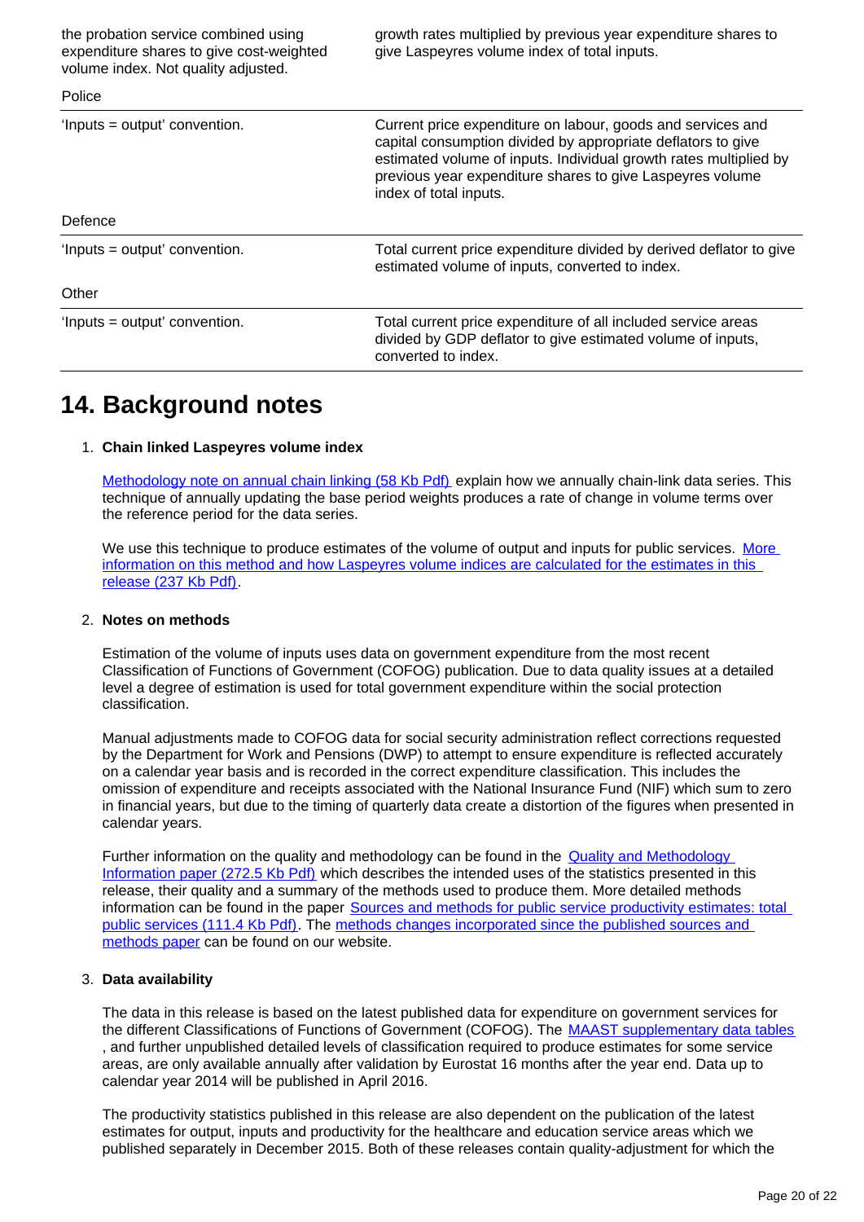| | |
|---|---|
| the probation service combined using expenditure shares to give cost-weighted volume index. Not quality adjusted. | growth rates multiplied by previous year expenditure shares to give Laspeyres volume index of total inputs. |
| Police | |
| 'Inputs = output' convention. | Current price expenditure on labour, goods and services and capital consumption divided by appropriate deflators to give estimated volume of inputs. Individual growth rates multiplied by previous year expenditure shares to give Laspeyres volume index of total inputs. |
| Defence | |
| 'Inputs = output' convention. | Total current price expenditure divided by derived deflator to give estimated volume of inputs, converted to index. |
| Other | |
| 'Inputs = output' convention. | Total current price expenditure of all included service areas divided by GDP deflator to give estimated volume of inputs, converted to index. |

# 14. Background notes

1. **Chain linked Laspeyres volume index**

   Methodology note on annual chain linking (58 Kb Pdf) explain how we annually chain-link data series. This technique of annually updating the base period weights produces a rate of change in volume terms over the reference period for the data series.

   We use this technique to produce estimates of the volume of output and inputs for public services. More information on this method and how Laspeyres volume indices are calculated for the estimates in this release (237 Kb Pdf).

2. **Notes on methods**

   Estimation of the volume of inputs uses data on government expenditure from the most recent Classification of Functions of Government (COFOG) publication. Due to data quality issues at a detailed level a degree of estimation is used for total government expenditure within the social protection classification.

   Manual adjustments made to COFOG data for social security administration reflect corrections requested by the Department for Work and Pensions (DWP) to attempt to ensure expenditure is reflected accurately on a calendar year basis and is recorded in the correct expenditure classification. This includes the omission of expenditure and receipts associated with the National Insurance Fund (NIF) which sum to zero in financial years, but due to the timing of quarterly data create a distortion of the figures when presented in calendar years.

   Further information on the quality and methodology can be found in the Quality and Methodology Information paper (272.5 Kb Pdf) which describes the intended uses of the statistics presented in this release, their quality and a summary of the methods used to produce them. More detailed methods information can be found in the paper Sources and methods for public service productivity estimates: total public services (111.4 Kb Pdf). The methods changes incorporated since the published sources and methods paper can be found on our website.

3. **Data availability**

   The data in this release is based on the latest published data for expenditure on government services for the different Classifications of Functions of Government (COFOG). The MAAST supplementary data tables, and further unpublished detailed levels of classification required to produce estimates for some service areas, are only available annually after validation by Eurostat 16 months after the year end. Data up to calendar year 2014 will be published in April 2016.

   The productivity statistics published in this release are also dependent on the publication of the latest estimates for output, inputs and productivity for the healthcare and education service areas which we published separately in December 2015. Both of these releases contain quality-adjustment for which the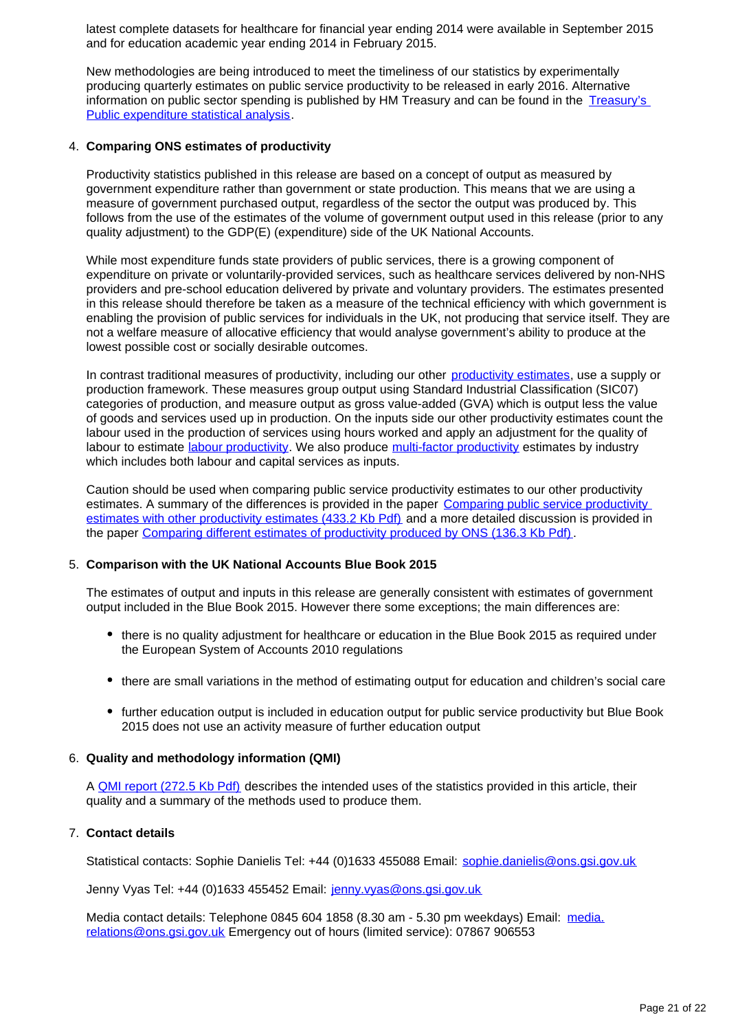latest complete datasets for healthcare for financial year ending 2014 were available in September 2015 and for education academic year ending 2014 in February 2015.

New methodologies are being introduced to meet the timeliness of our statistics by experimentally producing quarterly estimates on public service productivity to be released in early 2016. Alternative information on public sector spending is published by HM Treasury and can be found in the [Treasury's Public expenditure statistical analysis](#).

4. **Comparing ONS estimates of productivity**

   Productivity statistics published in this release are based on a concept of output as measured by government expenditure rather than government or state production. This means that we are using a measure of government purchased output, regardless of the sector the output was produced by. This follows from the use of the estimates of the volume of government output used in this release (prior to any quality adjustment) to the GDP(E) (expenditure) side of the UK National Accounts.

   While most expenditure funds state providers of public services, there is a growing component of expenditure on private or voluntarily-provided services, such as healthcare services delivered by non-NHS providers and pre-school education delivered by private and voluntary providers. The estimates presented in this release should therefore be taken as a measure of the technical efficiency with which government is enabling the provision of public services for individuals in the UK, not producing that service itself. They are not a welfare measure of allocative efficiency that would analyse government's ability to produce at the lowest possible cost or socially desirable outcomes.

   In contrast traditional measures of productivity, including our other [productivity estimates](#), use a supply or production framework. These measures group output using Standard Industrial Classification (SIC07) categories of production, and measure output as gross value-added (GVA) which is output less the value of goods and services used up in production. On the inputs side our other productivity estimates count the labour used in the production of services using hours worked and apply an adjustment for the quality of labour to estimate [labour productivity](#). We also produce [multi-factor productivity](#) estimates by industry which includes both labour and capital services as inputs.

   Caution should be used when comparing public service productivity estimates to our other productivity estimates. A summary of the differences is provided in the paper [Comparing public service productivity estimates with other productivity estimates (433.2 Kb Pdf)](#) and a more detailed discussion is provided in the paper [Comparing different estimates of productivity produced by ONS (136.3 Kb Pdf)](#).

5. **Comparison with the UK National Accounts Blue Book 2015**

   The estimates of output and inputs in this release are generally consistent with estimates of government output included in the Blue Book 2015. However there some exceptions; the main differences are:

   - there is no quality adjustment for healthcare or education in the Blue Book 2015 as required under the European System of Accounts 2010 regulations
   - there are small variations in the method of estimating output for education and children's social care
   - further education output is included in education output for public service productivity but Blue Book 2015 does not use an activity measure of further education output

6. **Quality and methodology information (QMI)**

   A [QMI report (272.5 Kb Pdf)](#) describes the intended uses of the statistics provided in this article, their quality and a summary of the methods used to produce them.

7. **Contact details**

   Statistical contacts: Sophie Danielis Tel: +44 (0)1633 455088 Email: [sophie.danielis@ons.gsi.gov.uk](mailto:sophie.danielis@ons.gsi.gov.uk)

   Jenny Vyas Tel: +44 (0)1633 455452 Email: [jenny.vyas@ons.gsi.gov.uk](mailto:jenny.vyas@ons.gsi.gov.uk)

   Media contact details: Telephone 0845 604 1858 (8.30 am - 5.30 pm weekdays) Email: [media.relations@ons.gsi.gov.uk](mailto:media.relations@ons.gsi.gov.uk) Emergency out of hours (limited service): 07867 906553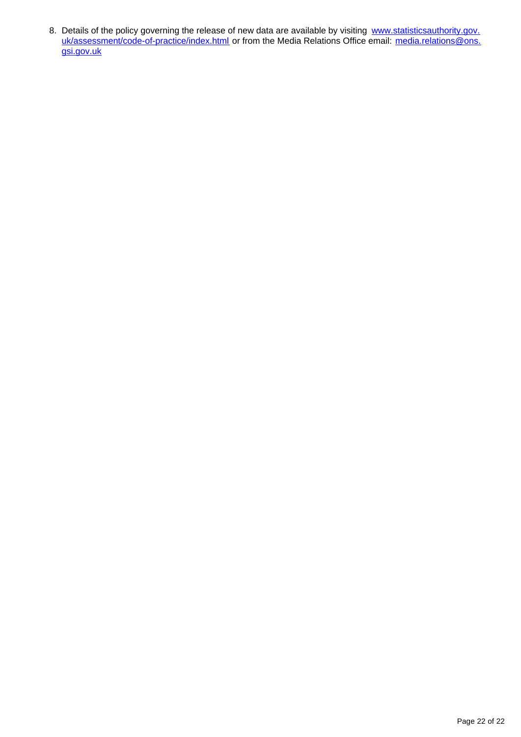8. Details of the policy governing the release of new data are available by visiting [www.statisticsauthority.gov.uk/assessment/code-of-practice/index.html](http://www.statisticsauthority.gov.uk/assessment/code-of-practice/index.html) or from the Media Relations Office email: [media.relations@ons.gsi.gov.uk](mailto:media.relations@ons.gsi.gov.uk)